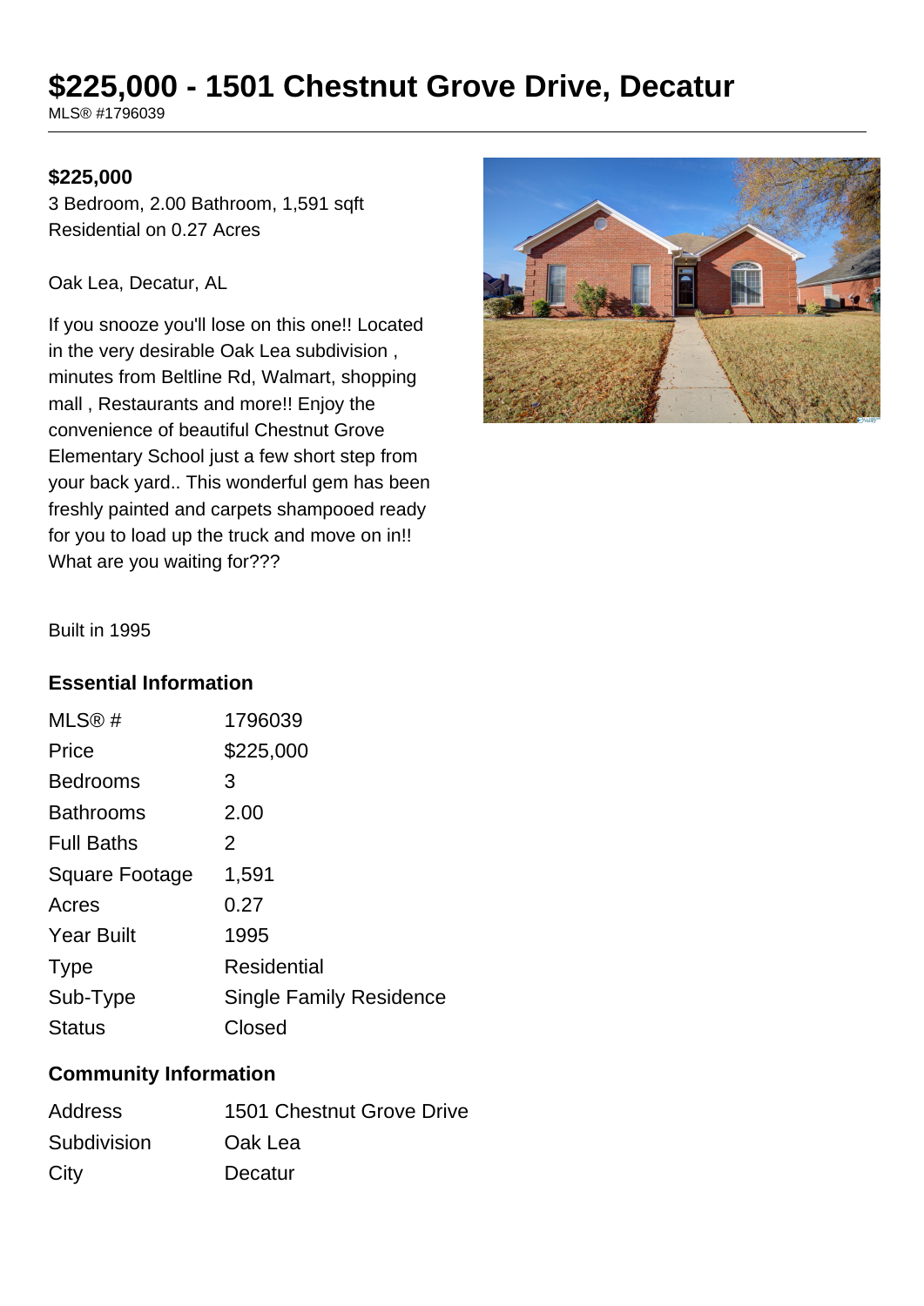# $225,000 - 1501 Chestnut Grove Drive, Decatur

MLS® #1796039

**$225,000**

3 Bedroom, 2.00 Bathroom, 1,591 sqft
Residential on 0.27 Acres

Oak Lea, Decatur, AL

If you snooze you'll lose on this one!! Located in the very desirable Oak Lea subdivision , minutes from Beltline Rd, Walmart, shopping mall , Restaurants and more!! Enjoy the convenience of beautiful Chestnut Grove Elementary School just a few short step from your back yard.. This wonderful gem has been freshly painted and carpets shampooed ready for you to load up the truck and move on in!! What are you waiting for???

Built in 1995

## Essential Information

| | |
|---|---|
| MLS® # | 1796039 |
| Price | $225,000 |
| Bedrooms | 3 |
| Bathrooms | 2.00 |
| Full Baths | 2 |
| Square Footage | 1,591 |
| Acres | 0.27 |
| Year Built | 1995 |
| Type | Residential |
| Sub-Type | Single Family Residence |
| Status | Closed |

## Community Information

| | |
|---|---|
| Address | 1501 Chestnut Grove Drive |
| Subdivision | Oak Lea |
| City | Decatur |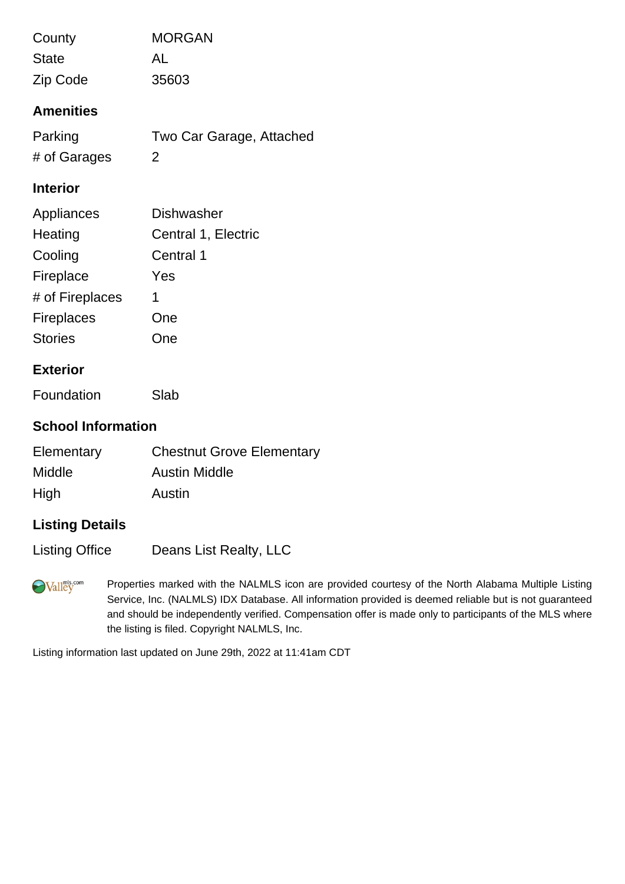| | |
|---|---|
| County | MORGAN |
| State | AL |
| Zip Code | 35603 |

## Amenities

| | |
|---|---|
| Parking | Two Car Garage, Attached |
| # of Garages | 2 |

## Interior

| | |
|---|---|
| Appliances | Dishwasher |
| Heating | Central 1, Electric |
| Cooling | Central 1 |
| Fireplace | Yes |
| # of Fireplaces | 1 |
| Fireplaces | One |
| Stories | One |

## Exterior

| | |
|---|---|
| Foundation | Slab |

## School Information

| | |
|---|---|
| Elementary | Chestnut Grove Elementary |
| Middle | Austin Middle |
| High | Austin |

## Listing Details

| | |
|---|---|
| Listing Office | Deans List Realty, LLC |

Properties marked with the NALMLS icon are provided courtesy of the North Alabama Multiple Listing Service, Inc. (NALMLS) IDX Database. All information provided is deemed reliable but is not guaranteed and should be independently verified. Compensation offer is made only to participants of the MLS where the listing is filed. Copyright NALMLS, Inc.

Listing information last updated on June 29th, 2022 at 11:41am CDT